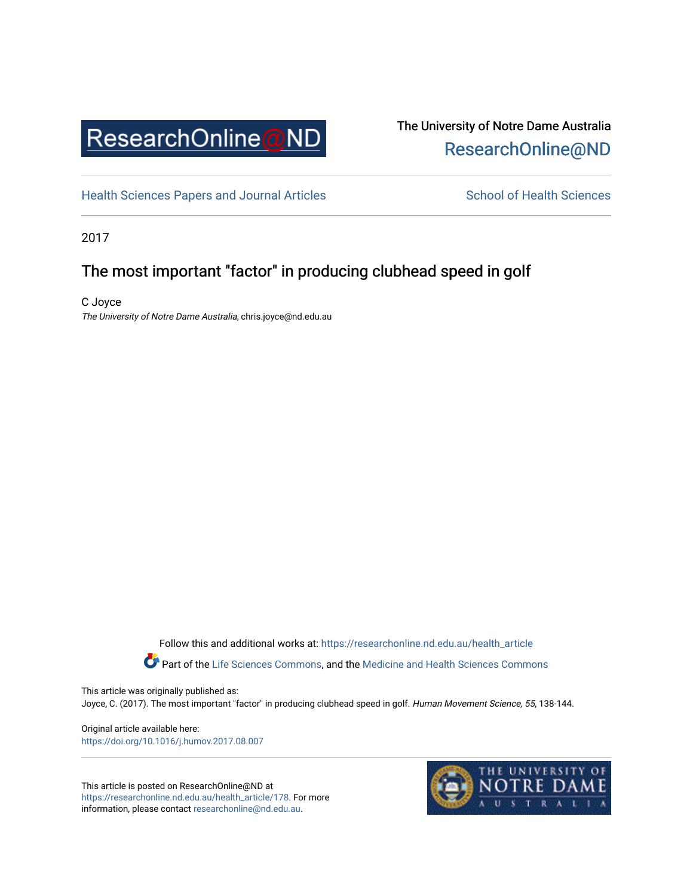The University of Notre Dame Australia
ResearchOnline@ND

Health Sciences Papers and Journal Articles

School of Health Sciences

2017

# The most important "factor" in producing clubhead speed in golf

C Joyce
*The University of Notre Dame Australia*, chris.joyce@nd.edu.au

Follow this and additional works at: https://researchonline.nd.edu.au/health_article

Part of the Life Sciences Commons, and the Medicine and Health Sciences Commons

This article was originally published as:
Joyce, C. (2017). The most important "factor" in producing clubhead speed in golf. *Human Movement Science, 55*, 138-144.

Original article available here:
https://doi.org/10.1016/j.humov.2017.08.007

This article is posted on ResearchOnline@ND at https://researchonline.nd.edu.au/health_article/178. For more information, please contact researchonline@nd.edu.au.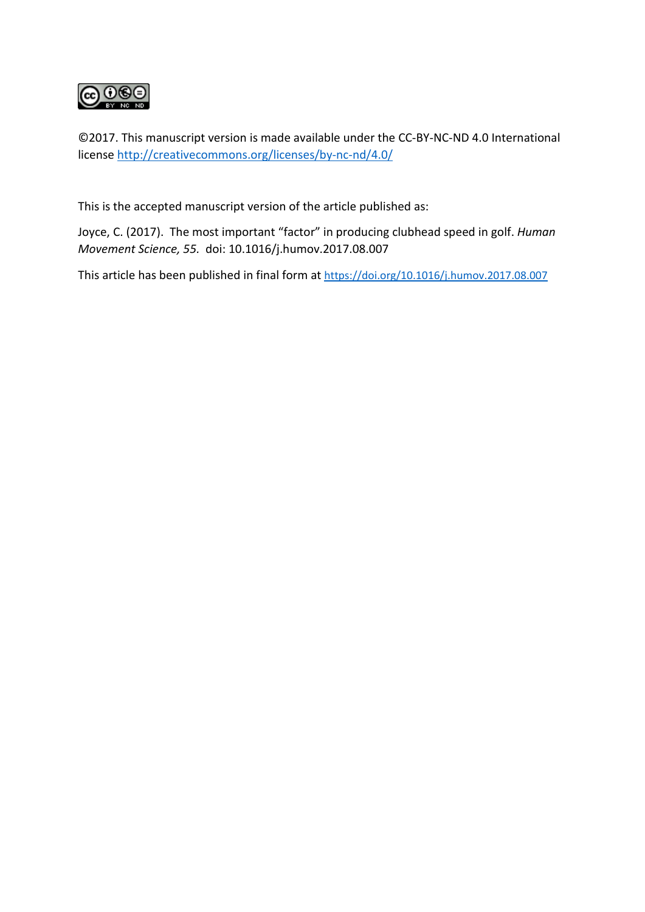©2017. This manuscript version is made available under the CC-BY-NC-ND 4.0 International license http://creativecommons.org/licenses/by-nc-nd/4.0/

This is the accepted manuscript version of the article published as:

Joyce, C. (2017). The most important "factor" in producing clubhead speed in golf. *Human Movement Science, 55.* doi: 10.1016/j.humov.2017.08.007

This article has been published in final form at https://doi.org/10.1016/j.humov.2017.08.007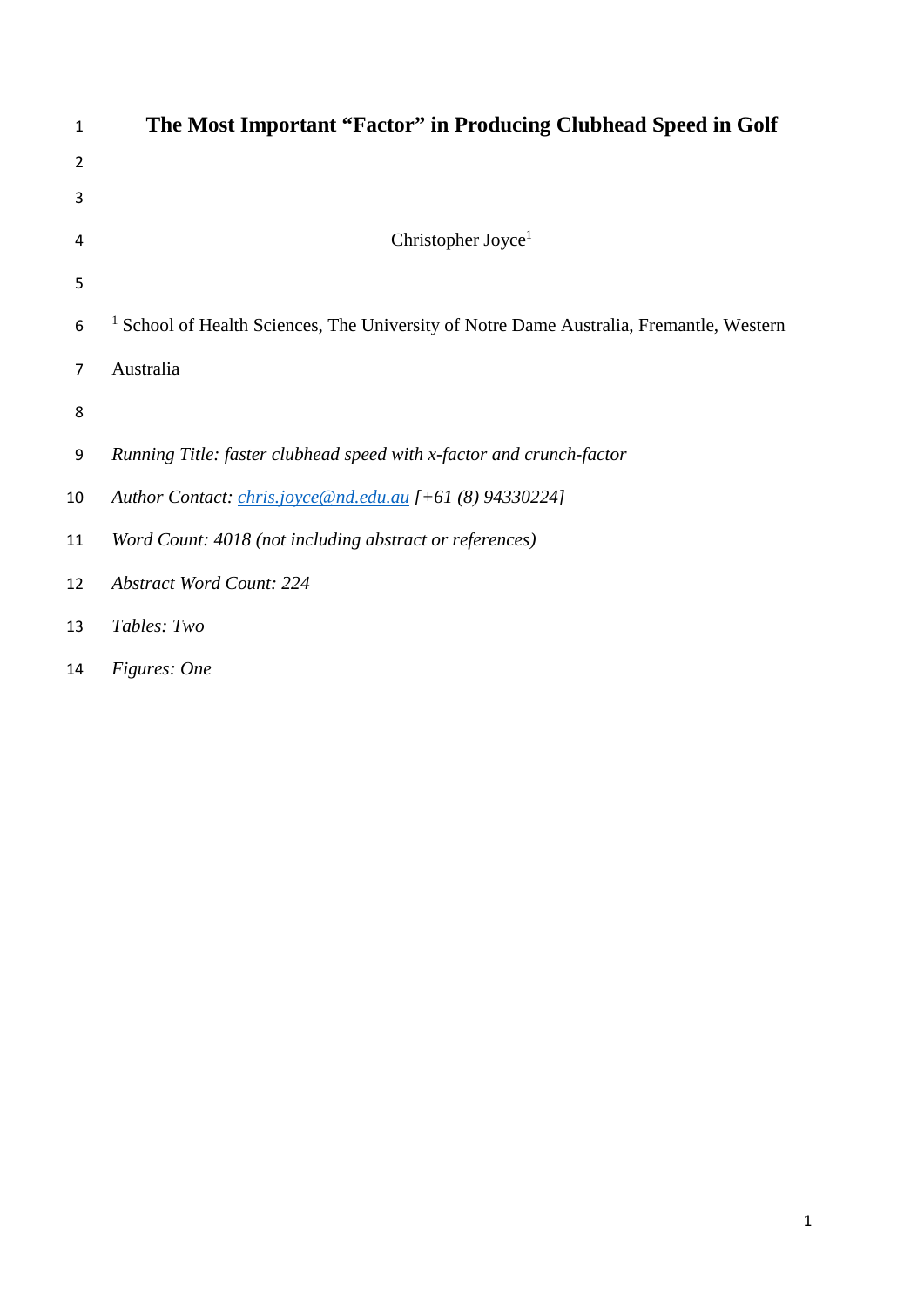# The Most Important "Factor" in Producing Clubhead Speed in Golf

Christopher Joyce[1]

[1] School of Health Sciences, The University of Notre Dame Australia, Fremantle, Western Australia

*Running Title: faster clubhead speed with x-factor and crunch-factor*

*Author Contact: chris.joyce@nd.edu.au [+61 (8) 94330224]*

*Word Count: 4018 (not including abstract or references)*

*Abstract Word Count: 224*

*Tables: Two*

*Figures: One*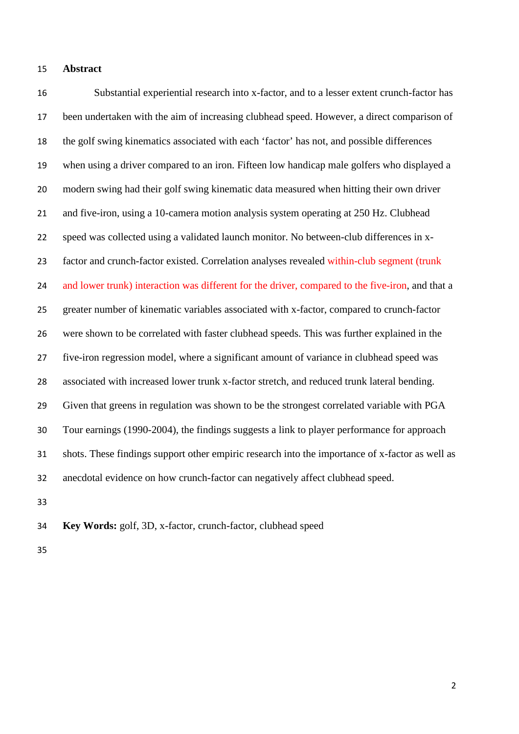## Abstract

Substantial experiential research into x-factor, and to a lesser extent crunch-factor has been undertaken with the aim of increasing clubhead speed. However, a direct comparison of the golf swing kinematics associated with each 'factor' has not, and possible differences when using a driver compared to an iron. Fifteen low handicap male golfers who displayed a modern swing had their golf swing kinematic data measured when hitting their own driver and five-iron, using a 10-camera motion analysis system operating at 250 Hz. Clubhead speed was collected using a validated launch monitor. No between-club differences in x-factor and crunch-factor existed. Correlation analyses revealed within-club segment (trunk and lower trunk) interaction was different for the driver, compared to the five-iron, and that a greater number of kinematic variables associated with x-factor, compared to crunch-factor were shown to be correlated with faster clubhead speeds. This was further explained in the five-iron regression model, where a significant amount of variance in clubhead speed was associated with increased lower trunk x-factor stretch, and reduced trunk lateral bending. Given that greens in regulation was shown to be the strongest correlated variable with PGA Tour earnings (1990-2004), the findings suggests a link to player performance for approach shots. These findings support other empiric research into the importance of x-factor as well as anecdotal evidence on how crunch-factor can negatively affect clubhead speed.

**Key Words:** golf, 3D, x-factor, crunch-factor, clubhead speed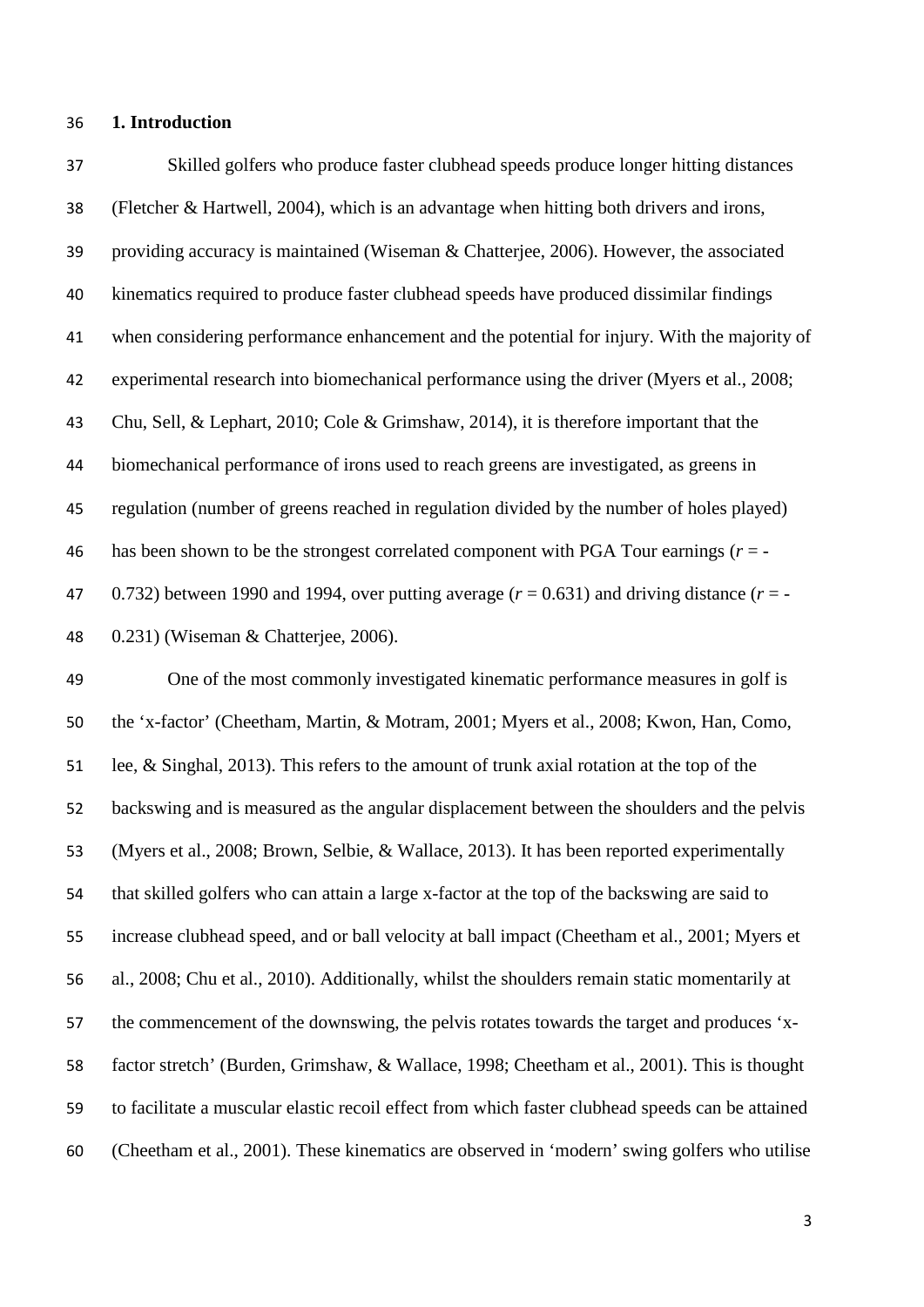## 1. Introduction

Skilled golfers who produce faster clubhead speeds produce longer hitting distances (Fletcher & Hartwell, 2004), which is an advantage when hitting both drivers and irons, providing accuracy is maintained (Wiseman & Chatterjee, 2006). However, the associated kinematics required to produce faster clubhead speeds have produced dissimilar findings when considering performance enhancement and the potential for injury. With the majority of experimental research into biomechanical performance using the driver (Myers et al., 2008; Chu, Sell, & Lephart, 2010; Cole & Grimshaw, 2014), it is therefore important that the biomechanical performance of irons used to reach greens are investigated, as greens in regulation (number of greens reached in regulation divided by the number of holes played) has been shown to be the strongest correlated component with PGA Tour earnings ($r$ = -0.732) between 1990 and 1994, over putting average ($r$ = 0.631) and driving distance ($r$ = -0.231) (Wiseman & Chatterjee, 2006).

One of the most commonly investigated kinematic performance measures in golf is the 'x-factor' (Cheetham, Martin, & Motram, 2001; Myers et al., 2008; Kwon, Han, Como, lee, & Singhal, 2013). This refers to the amount of trunk axial rotation at the top of the backswing and is measured as the angular displacement between the shoulders and the pelvis (Myers et al., 2008; Brown, Selbie, & Wallace, 2013). It has been reported experimentally that skilled golfers who can attain a large x-factor at the top of the backswing are said to increase clubhead speed, and or ball velocity at ball impact (Cheetham et al., 2001; Myers et al., 2008; Chu et al., 2010). Additionally, whilst the shoulders remain static momentarily at the commencement of the downswing, the pelvis rotates towards the target and produces 'x-factor stretch' (Burden, Grimshaw, & Wallace, 1998; Cheetham et al., 2001). This is thought to facilitate a muscular elastic recoil effect from which faster clubhead speeds can be attained (Cheetham et al., 2001). These kinematics are observed in 'modern' swing golfers who utilise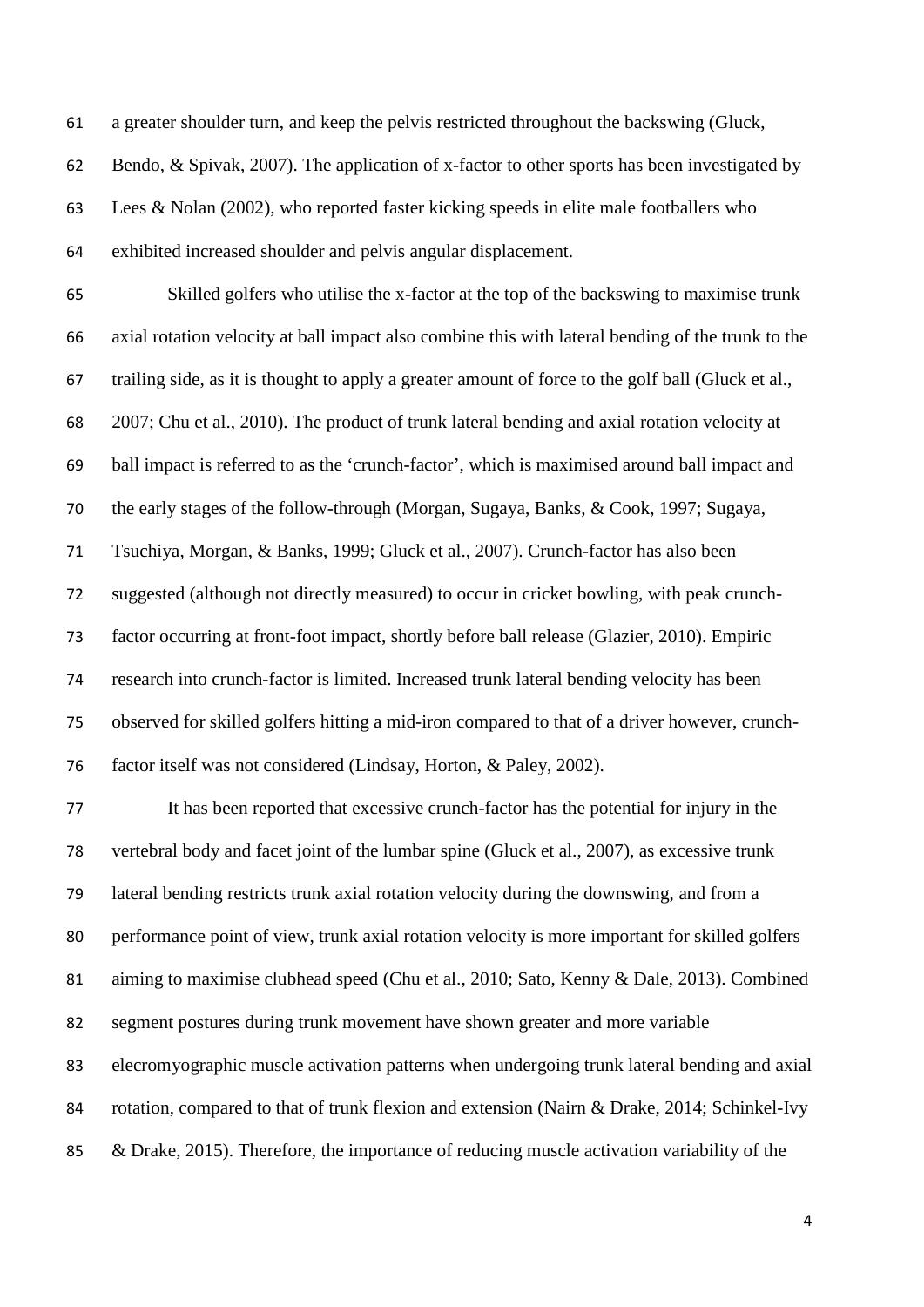a greater shoulder turn, and keep the pelvis restricted throughout the backswing (Gluck, Bendo, & Spivak, 2007). The application of x-factor to other sports has been investigated by Lees & Nolan (2002), who reported faster kicking speeds in elite male footballers who exhibited increased shoulder and pelvis angular displacement.

Skilled golfers who utilise the x-factor at the top of the backswing to maximise trunk axial rotation velocity at ball impact also combine this with lateral bending of the trunk to the trailing side, as it is thought to apply a greater amount of force to the golf ball (Gluck et al., 2007; Chu et al., 2010). The product of trunk lateral bending and axial rotation velocity at ball impact is referred to as the 'crunch-factor', which is maximised around ball impact and the early stages of the follow-through (Morgan, Sugaya, Banks, & Cook, 1997; Sugaya, Tsuchiya, Morgan, & Banks, 1999; Gluck et al., 2007). Crunch-factor has also been suggested (although not directly measured) to occur in cricket bowling, with peak crunch-factor occurring at front-foot impact, shortly before ball release (Glazier, 2010). Empiric research into crunch-factor is limited. Increased trunk lateral bending velocity has been observed for skilled golfers hitting a mid-iron compared to that of a driver however, crunch-factor itself was not considered (Lindsay, Horton, & Paley, 2002).

It has been reported that excessive crunch-factor has the potential for injury in the vertebral body and facet joint of the lumbar spine (Gluck et al., 2007), as excessive trunk lateral bending restricts trunk axial rotation velocity during the downswing, and from a performance point of view, trunk axial rotation velocity is more important for skilled golfers aiming to maximise clubhead speed (Chu et al., 2010; Sato, Kenny & Dale, 2013). Combined segment postures during trunk movement have shown greater and more variable elecromyographic muscle activation patterns when undergoing trunk lateral bending and axial rotation, compared to that of trunk flexion and extension (Nairn & Drake, 2014; Schinkel-Ivy & Drake, 2015). Therefore, the importance of reducing muscle activation variability of the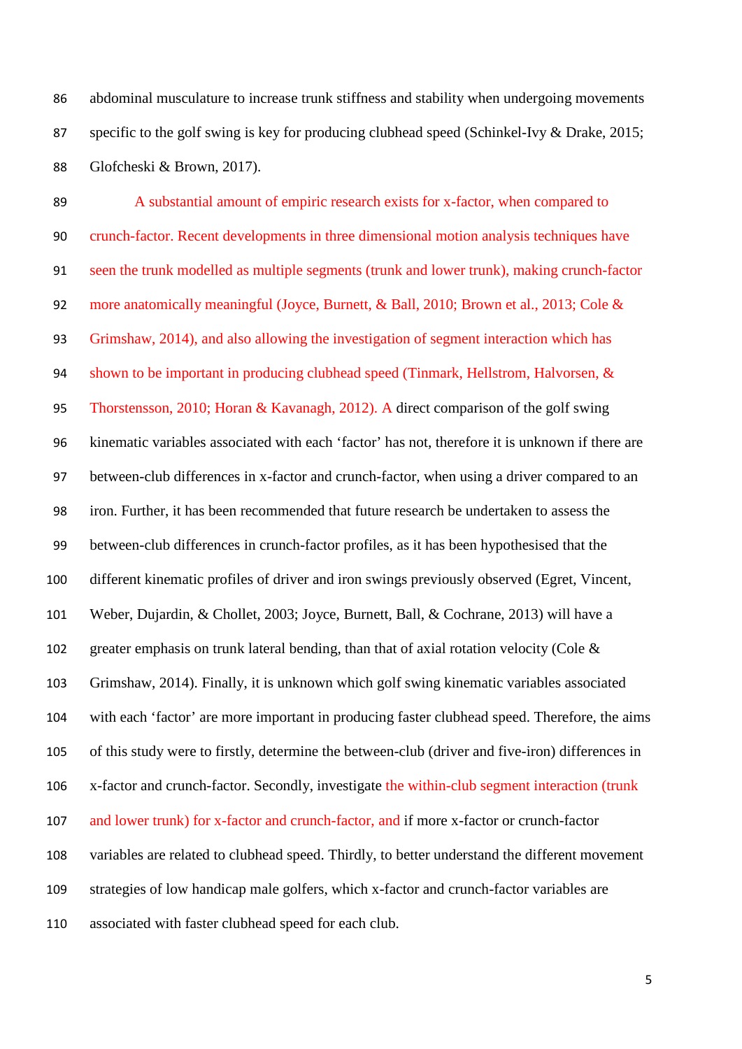abdominal musculature to increase trunk stiffness and stability when undergoing movements specific to the golf swing is key for producing clubhead speed (Schinkel-Ivy & Drake, 2015; Glofcheski & Brown, 2017).

A substantial amount of empiric research exists for x-factor, when compared to crunch-factor. Recent developments in three dimensional motion analysis techniques have seen the trunk modelled as multiple segments (trunk and lower trunk), making crunch-factor more anatomically meaningful (Joyce, Burnett, & Ball, 2010; Brown et al., 2013; Cole & Grimshaw, 2014), and also allowing the investigation of segment interaction which has shown to be important in producing clubhead speed (Tinmark, Hellstrom, Halvorsen, & Thorstensson, 2010; Horan & Kavanagh, 2012). A direct comparison of the golf swing kinematic variables associated with each 'factor' has not, therefore it is unknown if there are between-club differences in x-factor and crunch-factor, when using a driver compared to an iron. Further, it has been recommended that future research be undertaken to assess the between-club differences in crunch-factor profiles, as it has been hypothesised that the different kinematic profiles of driver and iron swings previously observed (Egret, Vincent, Weber, Dujardin, & Chollet, 2003; Joyce, Burnett, Ball, & Cochrane, 2013) will have a greater emphasis on trunk lateral bending, than that of axial rotation velocity (Cole & Grimshaw, 2014). Finally, it is unknown which golf swing kinematic variables associated with each 'factor' are more important in producing faster clubhead speed. Therefore, the aims of this study were to firstly, determine the between-club (driver and five-iron) differences in x-factor and crunch-factor. Secondly, investigate the within-club segment interaction (trunk and lower trunk) for x-factor and crunch-factor, and if more x-factor or crunch-factor variables are related to clubhead speed. Thirdly, to better understand the different movement strategies of low handicap male golfers, which x-factor and crunch-factor variables are associated with faster clubhead speed for each club.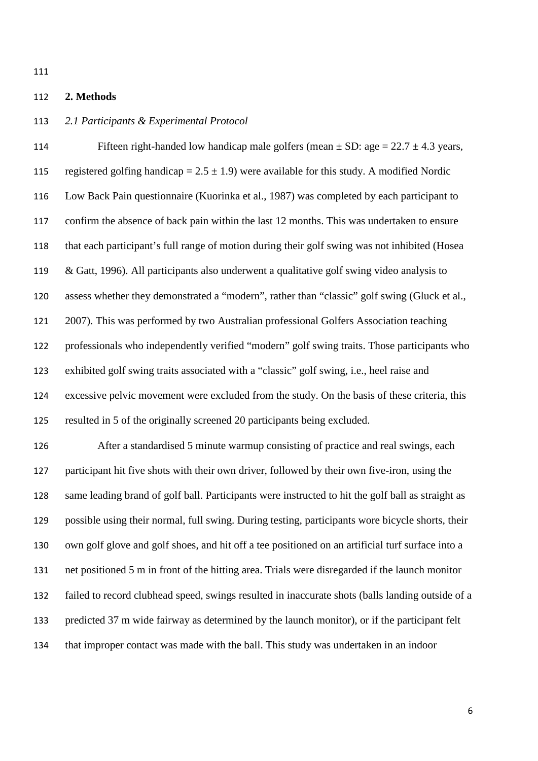## 2. Methods

### *2.1 Participants & Experimental Protocol*

Fifteen right-handed low handicap male golfers (mean ± SD: age = 22.7 ± 4.3 years, registered golfing handicap = 2.5 ± 1.9) were available for this study. A modified Nordic Low Back Pain questionnaire (Kuorinka et al., 1987) was completed by each participant to confirm the absence of back pain within the last 12 months. This was undertaken to ensure that each participant's full range of motion during their golf swing was not inhibited (Hosea & Gatt, 1996). All participants also underwent a qualitative golf swing video analysis to assess whether they demonstrated a "modern", rather than "classic" golf swing (Gluck et al., 2007). This was performed by two Australian professional Golfers Association teaching professionals who independently verified "modern" golf swing traits. Those participants who exhibited golf swing traits associated with a "classic" golf swing, i.e., heel raise and excessive pelvic movement were excluded from the study. On the basis of these criteria, this resulted in 5 of the originally screened 20 participants being excluded.

After a standardised 5 minute warmup consisting of practice and real swings, each participant hit five shots with their own driver, followed by their own five-iron, using the same leading brand of golf ball. Participants were instructed to hit the golf ball as straight as possible using their normal, full swing. During testing, participants wore bicycle shorts, their own golf glove and golf shoes, and hit off a tee positioned on an artificial turf surface into a net positioned 5 m in front of the hitting area. Trials were disregarded if the launch monitor failed to record clubhead speed, swings resulted in inaccurate shots (balls landing outside of a predicted 37 m wide fairway as determined by the launch monitor), or if the participant felt that improper contact was made with the ball. This study was undertaken in an indoor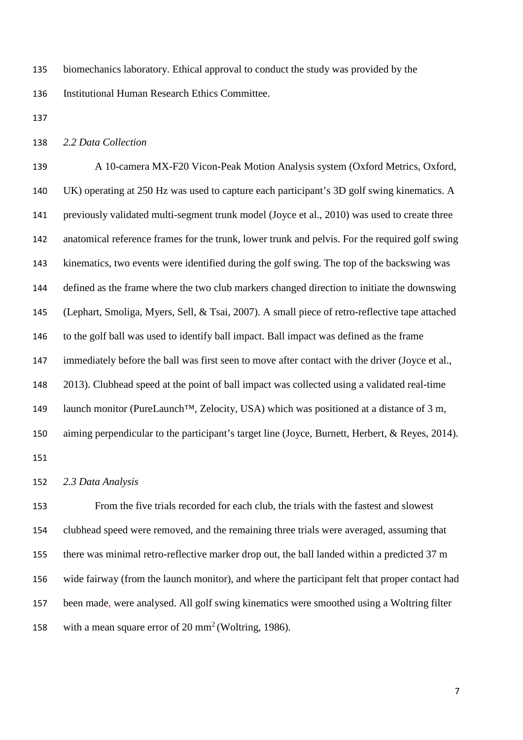biomechanics laboratory. Ethical approval to conduct the study was provided by the Institutional Human Research Ethics Committee.

### *2.2 Data Collection*

A 10-camera MX-F20 Vicon-Peak Motion Analysis system (Oxford Metrics, Oxford, UK) operating at 250 Hz was used to capture each participant's 3D golf swing kinematics. A previously validated multi-segment trunk model (Joyce et al., 2010) was used to create three anatomical reference frames for the trunk, lower trunk and pelvis. For the required golf swing kinematics, two events were identified during the golf swing. The top of the backswing was defined as the frame where the two club markers changed direction to initiate the downswing (Lephart, Smoliga, Myers, Sell, & Tsai, 2007). A small piece of retro-reflective tape attached to the golf ball was used to identify ball impact. Ball impact was defined as the frame immediately before the ball was first seen to move after contact with the driver (Joyce et al., 2013). Clubhead speed at the point of ball impact was collected using a validated real-time launch monitor (PureLaunch™, Zelocity, USA) which was positioned at a distance of 3 m, aiming perpendicular to the participant's target line (Joyce, Burnett, Herbert, & Reyes, 2014).

### *2.3 Data Analysis*

From the five trials recorded for each club, the trials with the fastest and slowest clubhead speed were removed, and the remaining three trials were averaged, assuming that there was minimal retro-reflective marker drop out, the ball landed within a predicted 37 m wide fairway (from the launch monitor), and where the participant felt that proper contact had been made, were analysed. All golf swing kinematics were smoothed using a Woltring filter with a mean square error of 20 mm$^2$ (Woltring, 1986).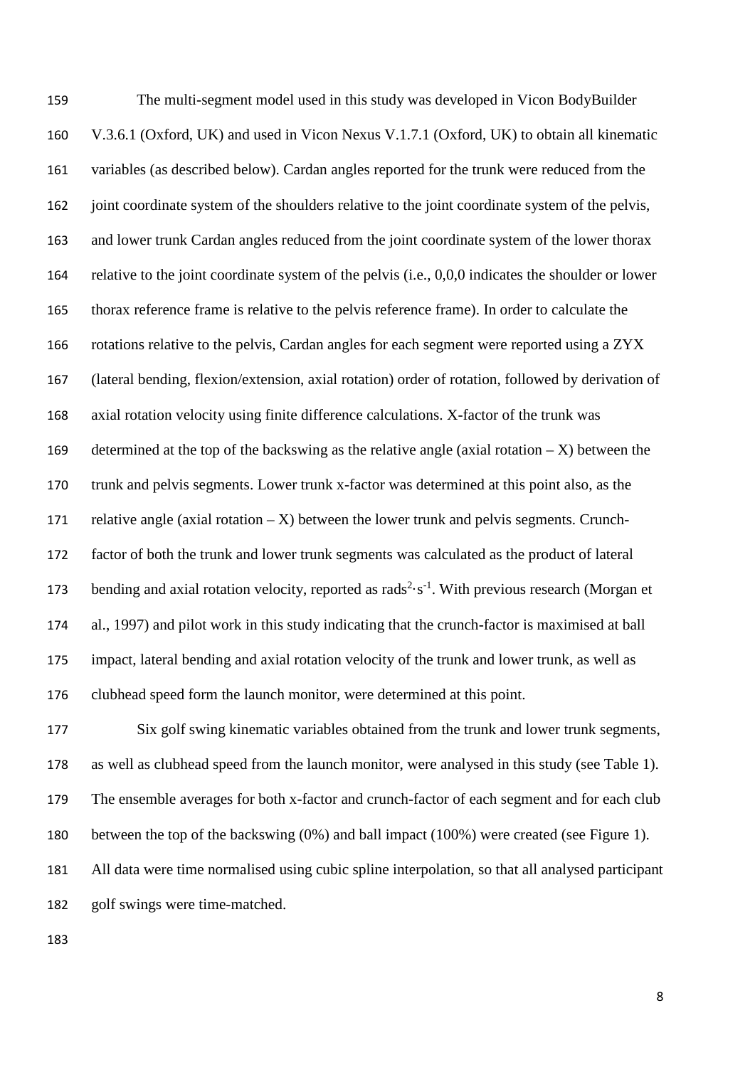The multi-segment model used in this study was developed in Vicon BodyBuilder V.3.6.1 (Oxford, UK) and used in Vicon Nexus V.1.7.1 (Oxford, UK) to obtain all kinematic variables (as described below). Cardan angles reported for the trunk were reduced from the joint coordinate system of the shoulders relative to the joint coordinate system of the pelvis, and lower trunk Cardan angles reduced from the joint coordinate system of the lower thorax relative to the joint coordinate system of the pelvis (i.e., 0,0,0 indicates the shoulder or lower thorax reference frame is relative to the pelvis reference frame). In order to calculate the rotations relative to the pelvis, Cardan angles for each segment were reported using a ZYX (lateral bending, flexion/extension, axial rotation) order of rotation, followed by derivation of axial rotation velocity using finite difference calculations. X-factor of the trunk was determined at the top of the backswing as the relative angle (axial rotation – X) between the trunk and pelvis segments. Lower trunk x-factor was determined at this point also, as the relative angle (axial rotation – X) between the lower trunk and pelvis segments. Crunch-factor of both the trunk and lower trunk segments was calculated as the product of lateral bending and axial rotation velocity, reported as $rads^2 \cdot s^{-1}$. With previous research (Morgan et al., 1997) and pilot work in this study indicating that the crunch-factor is maximised at ball impact, lateral bending and axial rotation velocity of the trunk and lower trunk, as well as clubhead speed form the launch monitor, were determined at this point.

Six golf swing kinematic variables obtained from the trunk and lower trunk segments, as well as clubhead speed from the launch monitor, were analysed in this study (see Table 1). The ensemble averages for both x-factor and crunch-factor of each segment and for each club between the top of the backswing (0%) and ball impact (100%) were created (see Figure 1). All data were time normalised using cubic spline interpolation, so that all analysed participant golf swings were time-matched.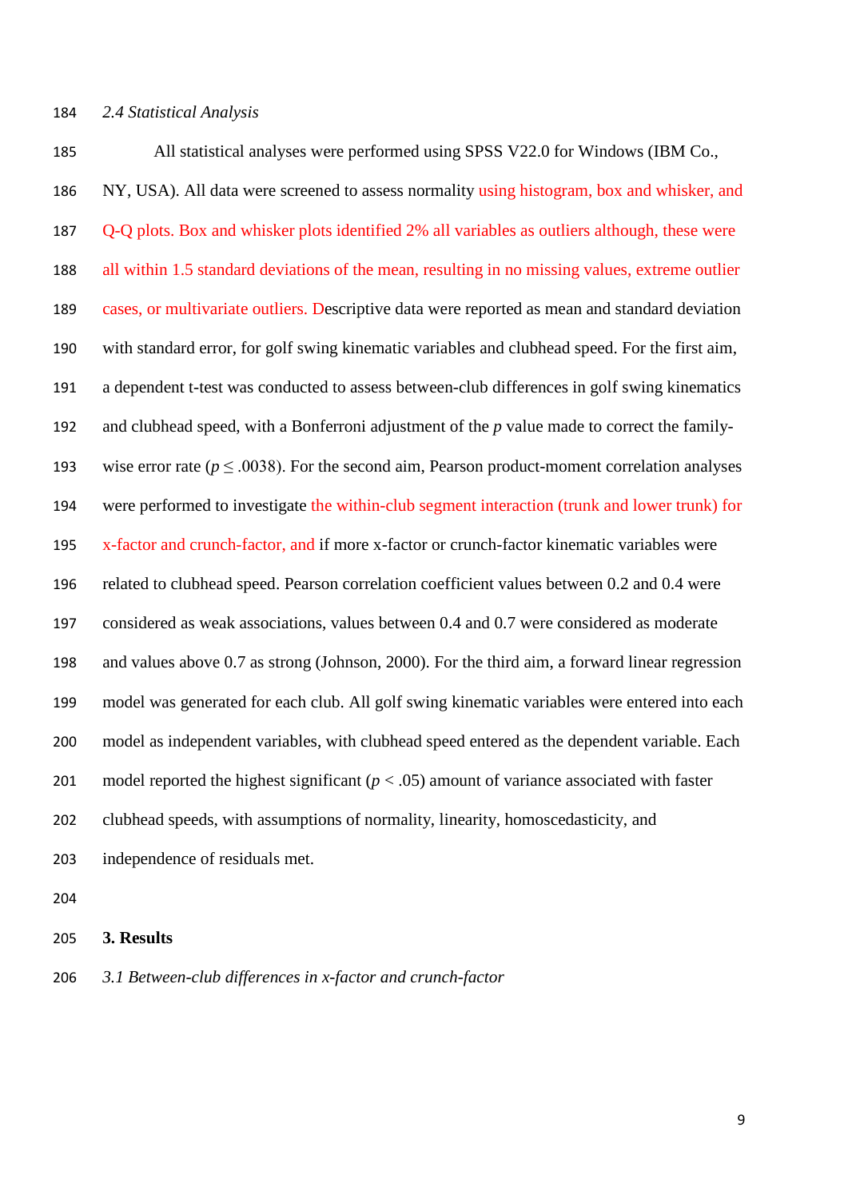*2.4 Statistical Analysis*

All statistical analyses were performed using SPSS V22.0 for Windows (IBM Co., NY, USA). All data were screened to assess normality using histogram, box and whisker, and Q-Q plots. Box and whisker plots identified 2% all variables as outliers although, these were all within 1.5 standard deviations of the mean, resulting in no missing values, extreme outlier cases, or multivariate outliers. Descriptive data were reported as mean and standard deviation with standard error, for golf swing kinematic variables and clubhead speed. For the first aim, a dependent t-test was conducted to assess between-club differences in golf swing kinematics and clubhead speed, with a Bonferroni adjustment of the *p* value made to correct the family-wise error rate ($p \leq .0038$). For the second aim, Pearson product-moment correlation analyses were performed to investigate the within-club segment interaction (trunk and lower trunk) for x-factor and crunch-factor, and if more x-factor or crunch-factor kinematic variables were related to clubhead speed. Pearson correlation coefficient values between 0.2 and 0.4 were considered as weak associations, values between 0.4 and 0.7 were considered as moderate and values above 0.7 as strong (Johnson, 2000). For the third aim, a forward linear regression model was generated for each club. All golf swing kinematic variables were entered into each model as independent variables, with clubhead speed entered as the dependent variable. Each model reported the highest significant ($p < .05$) amount of variance associated with faster clubhead speeds, with assumptions of normality, linearity, homoscedasticity, and independence of residuals met.

# 3. Results

*3.1 Between-club differences in x-factor and crunch-factor*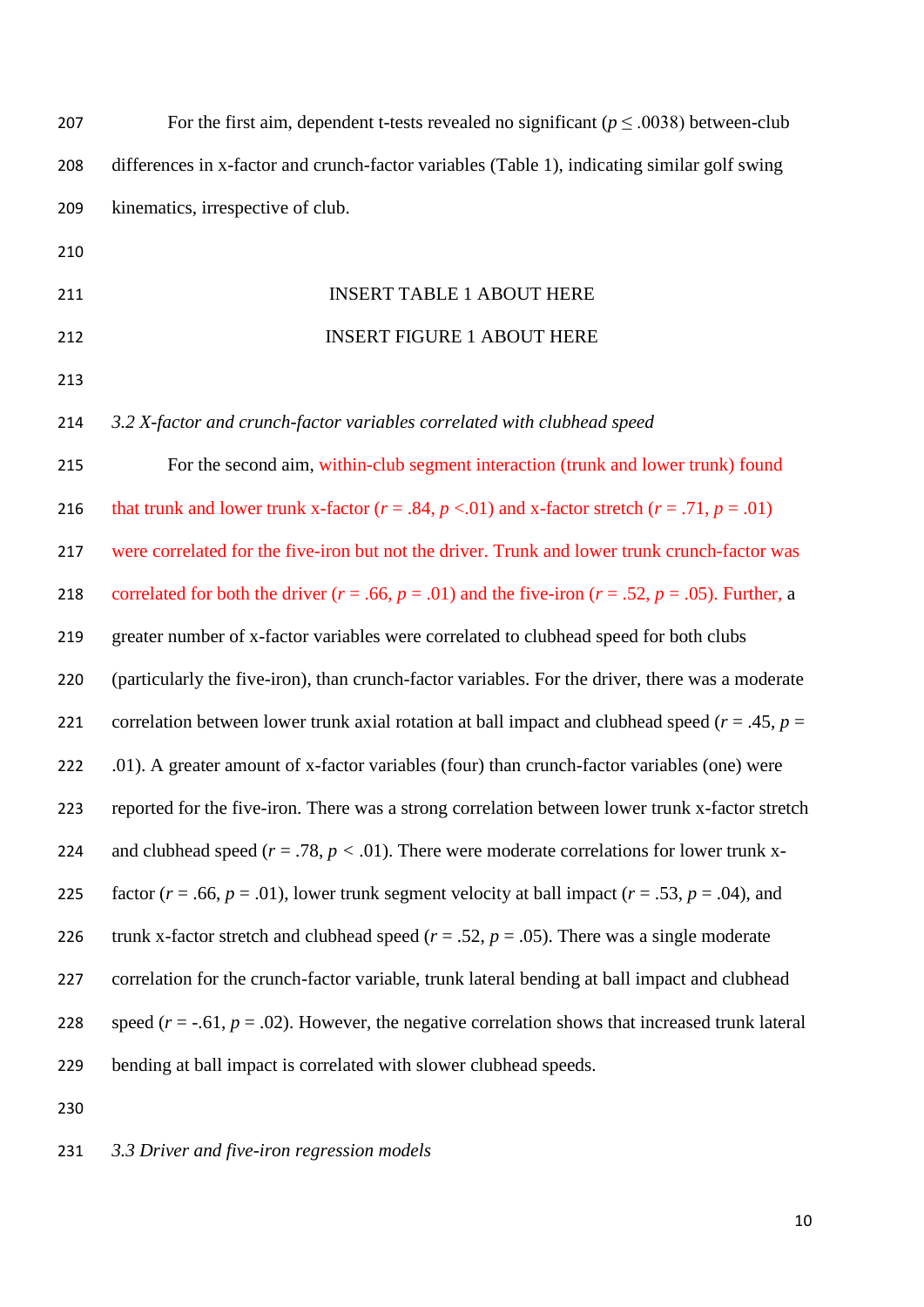For the first aim, dependent t-tests revealed no significant ($p \leq .0038$) between-club differences in x-factor and crunch-factor variables (Table 1), indicating similar golf swing kinematics, irrespective of club.

INSERT TABLE 1 ABOUT HERE

INSERT FIGURE 1 ABOUT HERE

### *3.2 X-factor and crunch-factor variables correlated with clubhead speed*

For the second aim, within-club segment interaction (trunk and lower trunk) found that trunk and lower trunk x-factor ($r = .84$, $p < .01$) and x-factor stretch ($r = .71$, $p = .01$) were correlated for the five-iron but not the driver. Trunk and lower trunk crunch-factor was correlated for both the driver ($r = .66$, $p = .01$) and the five-iron ($r = .52$, $p = .05$). Further, a greater number of x-factor variables were correlated to clubhead speed for both clubs (particularly the five-iron), than crunch-factor variables. For the driver, there was a moderate correlation between lower trunk axial rotation at ball impact and clubhead speed ($r = .45$, $p = .01$). A greater amount of x-factor variables (four) than crunch-factor variables (one) were reported for the five-iron. There was a strong correlation between lower trunk x-factor stretch and clubhead speed ($r = .78$, $p < .01$). There were moderate correlations for lower trunk x-factor ($r = .66$, $p = .01$), lower trunk segment velocity at ball impact ($r = .53$, $p = .04$), and trunk x-factor stretch and clubhead speed ($r = .52$, $p = .05$). There was a single moderate correlation for the crunch-factor variable, trunk lateral bending at ball impact and clubhead speed ($r = -.61$, $p = .02$). However, the negative correlation shows that increased trunk lateral bending at ball impact is correlated with slower clubhead speeds.

### *3.3 Driver and five-iron regression models*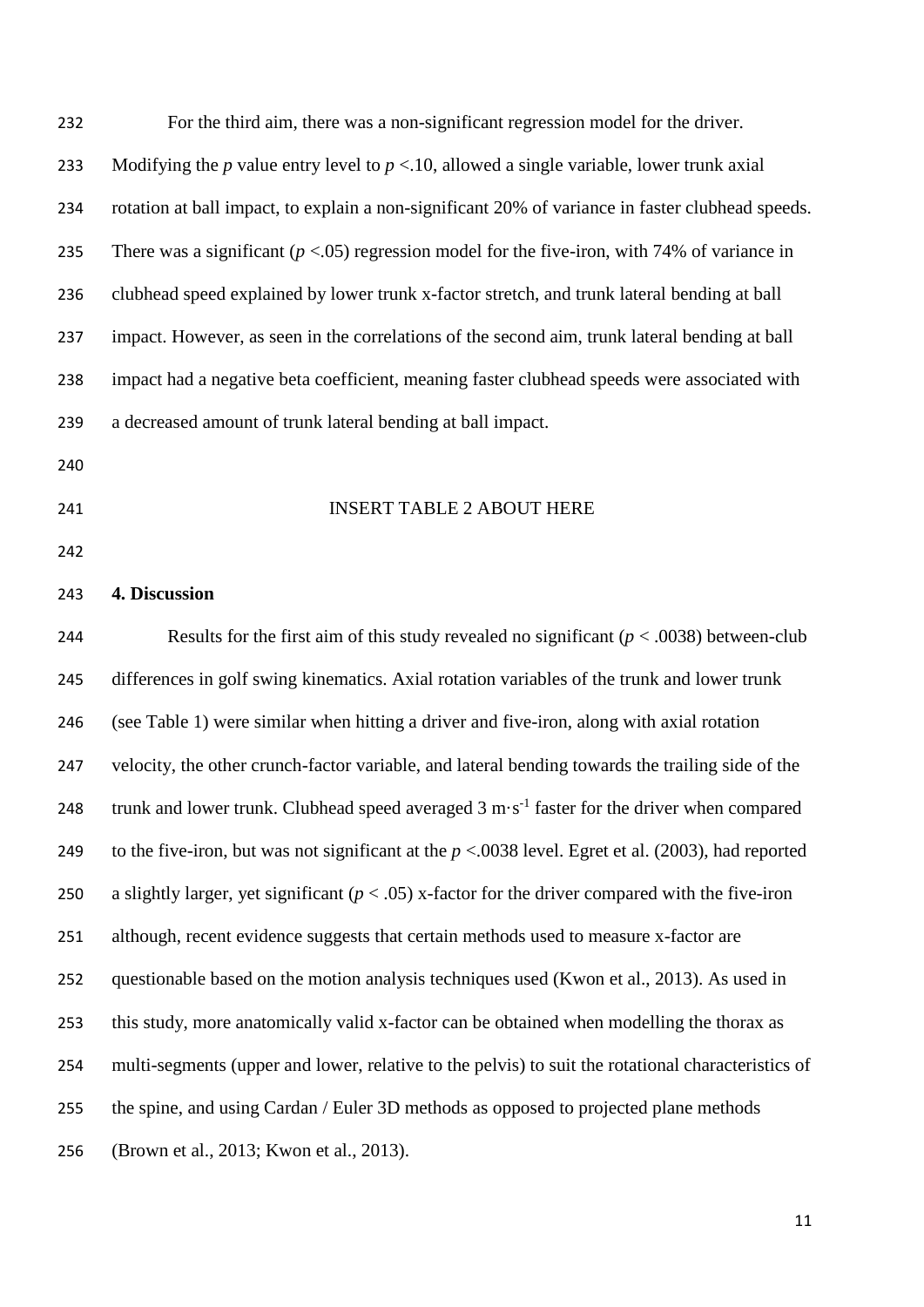For the third aim, there was a non-significant regression model for the driver. Modifying the *p* value entry level to $p < .10$, allowed a single variable, lower trunk axial rotation at ball impact, to explain a non-significant 20% of variance in faster clubhead speeds. There was a significant ($p < .05$) regression model for the five-iron, with 74% of variance in clubhead speed explained by lower trunk x-factor stretch, and trunk lateral bending at ball impact. However, as seen in the correlations of the second aim, trunk lateral bending at ball impact had a negative beta coefficient, meaning faster clubhead speeds were associated with a decreased amount of trunk lateral bending at ball impact.

INSERT TABLE 2 ABOUT HERE

## 4. Discussion

Results for the first aim of this study revealed no significant ($p < .0038$) between-club differences in golf swing kinematics. Axial rotation variables of the trunk and lower trunk (see Table 1) were similar when hitting a driver and five-iron, along with axial rotation velocity, the other crunch-factor variable, and lateral bending towards the trailing side of the trunk and lower trunk. Clubhead speed averaged 3 $m \cdot s^{-1}$ faster for the driver when compared to the five-iron, but was not significant at the $p < .0038$ level. Egret et al. (2003), had reported a slightly larger, yet significant ($p < .05$) x-factor for the driver compared with the five-iron although, recent evidence suggests that certain methods used to measure x-factor are questionable based on the motion analysis techniques used (Kwon et al., 2013). As used in this study, more anatomically valid x-factor can be obtained when modelling the thorax as multi-segments (upper and lower, relative to the pelvis) to suit the rotational characteristics of the spine, and using Cardan / Euler 3D methods as opposed to projected plane methods (Brown et al., 2013; Kwon et al., 2013).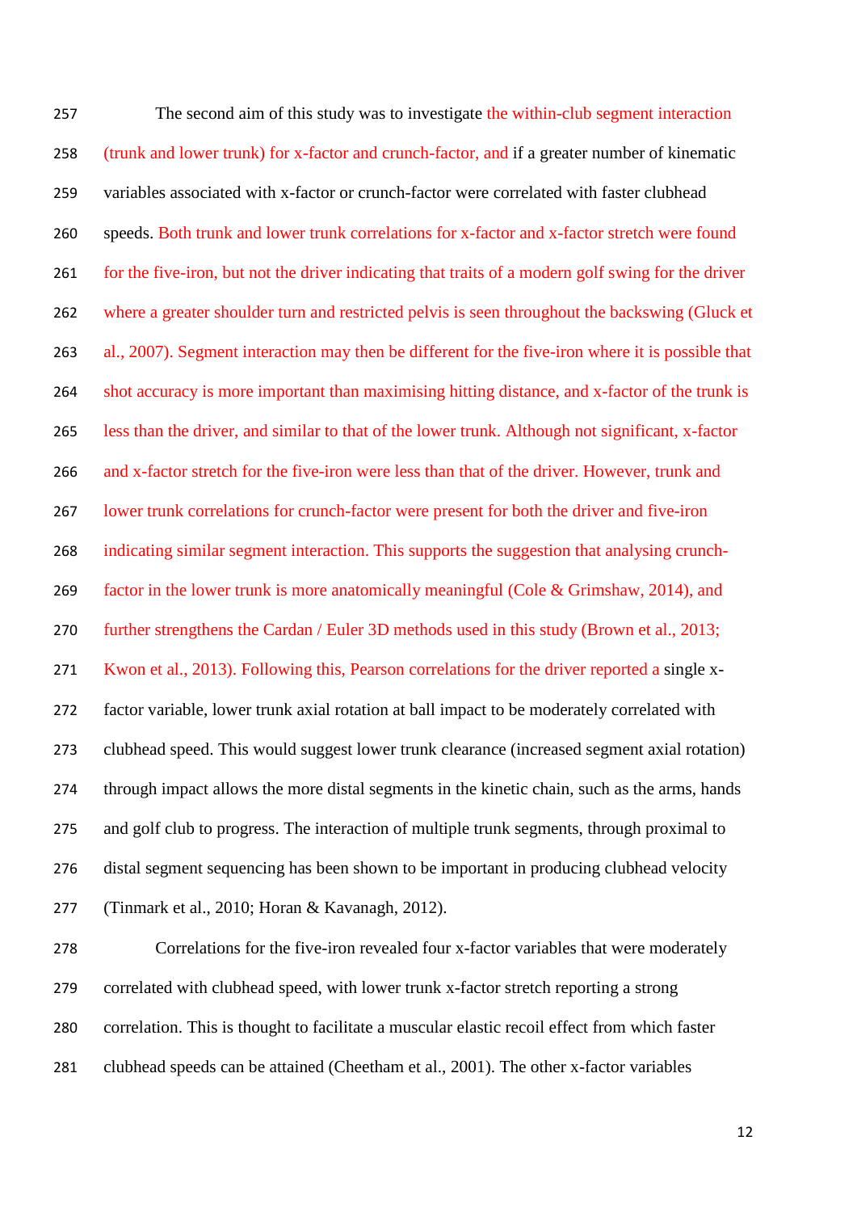The second aim of this study was to investigate the within-club segment interaction (trunk and lower trunk) for x-factor and crunch-factor, and if a greater number of kinematic variables associated with x-factor or crunch-factor were correlated with faster clubhead speeds. Both trunk and lower trunk correlations for x-factor and x-factor stretch were found for the five-iron, but not the driver indicating that traits of a modern golf swing for the driver where a greater shoulder turn and restricted pelvis is seen throughout the backswing (Gluck et al., 2007). Segment interaction may then be different for the five-iron where it is possible that shot accuracy is more important than maximising hitting distance, and x-factor of the trunk is less than the driver, and similar to that of the lower trunk. Although not significant, x-factor and x-factor stretch for the five-iron were less than that of the driver. However, trunk and lower trunk correlations for crunch-factor were present for both the driver and five-iron indicating similar segment interaction. This supports the suggestion that analysing crunch-factor in the lower trunk is more anatomically meaningful (Cole & Grimshaw, 2014), and further strengthens the Cardan / Euler 3D methods used in this study (Brown et al., 2013; Kwon et al., 2013). Following this, Pearson correlations for the driver reported a single x-factor variable, lower trunk axial rotation at ball impact to be moderately correlated with clubhead speed. This would suggest lower trunk clearance (increased segment axial rotation) through impact allows the more distal segments in the kinetic chain, such as the arms, hands and golf club to progress. The interaction of multiple trunk segments, through proximal to distal segment sequencing has been shown to be important in producing clubhead velocity (Tinmark et al., 2010; Horan & Kavanagh, 2012).

Correlations for the five-iron revealed four x-factor variables that were moderately correlated with clubhead speed, with lower trunk x-factor stretch reporting a strong correlation. This is thought to facilitate a muscular elastic recoil effect from which faster clubhead speeds can be attained (Cheetham et al., 2001). The other x-factor variables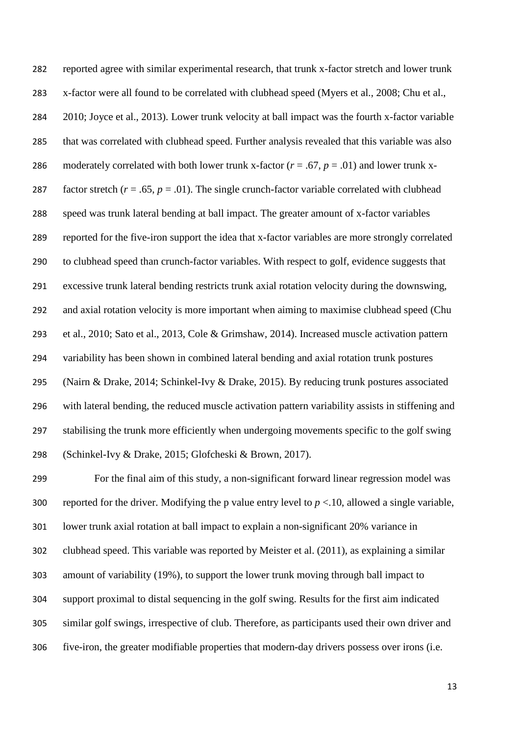reported agree with similar experimental research, that trunk x-factor stretch and lower trunk x-factor were all found to be correlated with clubhead speed (Myers et al., 2008; Chu et al., 2010; Joyce et al., 2013). Lower trunk velocity at ball impact was the fourth x-factor variable that was correlated with clubhead speed. Further analysis revealed that this variable was also moderately correlated with both lower trunk x-factor ($r$ = .67, $p$ = .01) and lower trunk x-factor stretch ($r$ = .65, $p$ = .01). The single crunch-factor variable correlated with clubhead speed was trunk lateral bending at ball impact. The greater amount of x-factor variables reported for the five-iron support the idea that x-factor variables are more strongly correlated to clubhead speed than crunch-factor variables. With respect to golf, evidence suggests that excessive trunk lateral bending restricts trunk axial rotation velocity during the downswing, and axial rotation velocity is more important when aiming to maximise clubhead speed (Chu et al., 2010; Sato et al., 2013, Cole & Grimshaw, 2014). Increased muscle activation pattern variability has been shown in combined lateral bending and axial rotation trunk postures (Nairn & Drake, 2014; Schinkel-Ivy & Drake, 2015). By reducing trunk postures associated with lateral bending, the reduced muscle activation pattern variability assists in stiffening and stabilising the trunk more efficiently when undergoing movements specific to the golf swing (Schinkel-Ivy & Drake, 2015; Glofcheski & Brown, 2017).

For the final aim of this study, a non-significant forward linear regression model was reported for the driver. Modifying the p value entry level to $p$ <.10, allowed a single variable, lower trunk axial rotation at ball impact to explain a non-significant 20% variance in clubhead speed. This variable was reported by Meister et al. (2011), as explaining a similar amount of variability (19%), to support the lower trunk moving through ball impact to support proximal to distal sequencing in the golf swing. Results for the first aim indicated similar golf swings, irrespective of club. Therefore, as participants used their own driver and five-iron, the greater modifiable properties that modern-day drivers possess over irons (i.e.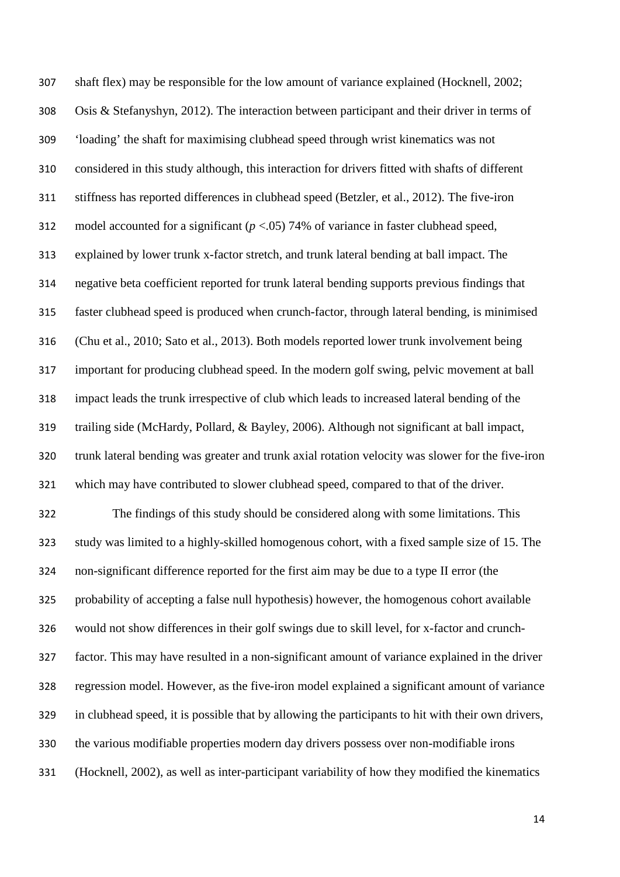shaft flex) may be responsible for the low amount of variance explained (Hocknell, 2002; Osis & Stefanyshyn, 2012). The interaction between participant and their driver in terms of 'loading' the shaft for maximising clubhead speed through wrist kinematics was not considered in this study although, this interaction for drivers fitted with shafts of different stiffness has reported differences in clubhead speed (Betzler, et al., 2012). The five-iron model accounted for a significant ($p < .05$) 74% of variance in faster clubhead speed, explained by lower trunk x-factor stretch, and trunk lateral bending at ball impact. The negative beta coefficient reported for trunk lateral bending supports previous findings that faster clubhead speed is produced when crunch-factor, through lateral bending, is minimised (Chu et al., 2010; Sato et al., 2013). Both models reported lower trunk involvement being important for producing clubhead speed. In the modern golf swing, pelvic movement at ball impact leads the trunk irrespective of club which leads to increased lateral bending of the trailing side (McHardy, Pollard, & Bayley, 2006). Although not significant at ball impact, trunk lateral bending was greater and trunk axial rotation velocity was slower for the five-iron which may have contributed to slower clubhead speed, compared to that of the driver.

The findings of this study should be considered along with some limitations. This study was limited to a highly-skilled homogenous cohort, with a fixed sample size of 15. The non-significant difference reported for the first aim may be due to a type II error (the probability of accepting a false null hypothesis) however, the homogenous cohort available would not show differences in their golf swings due to skill level, for x-factor and crunch-factor. This may have resulted in a non-significant amount of variance explained in the driver regression model. However, as the five-iron model explained a significant amount of variance in clubhead speed, it is possible that by allowing the participants to hit with their own drivers, the various modifiable properties modern day drivers possess over non-modifiable irons (Hocknell, 2002), as well as inter-participant variability of how they modified the kinematics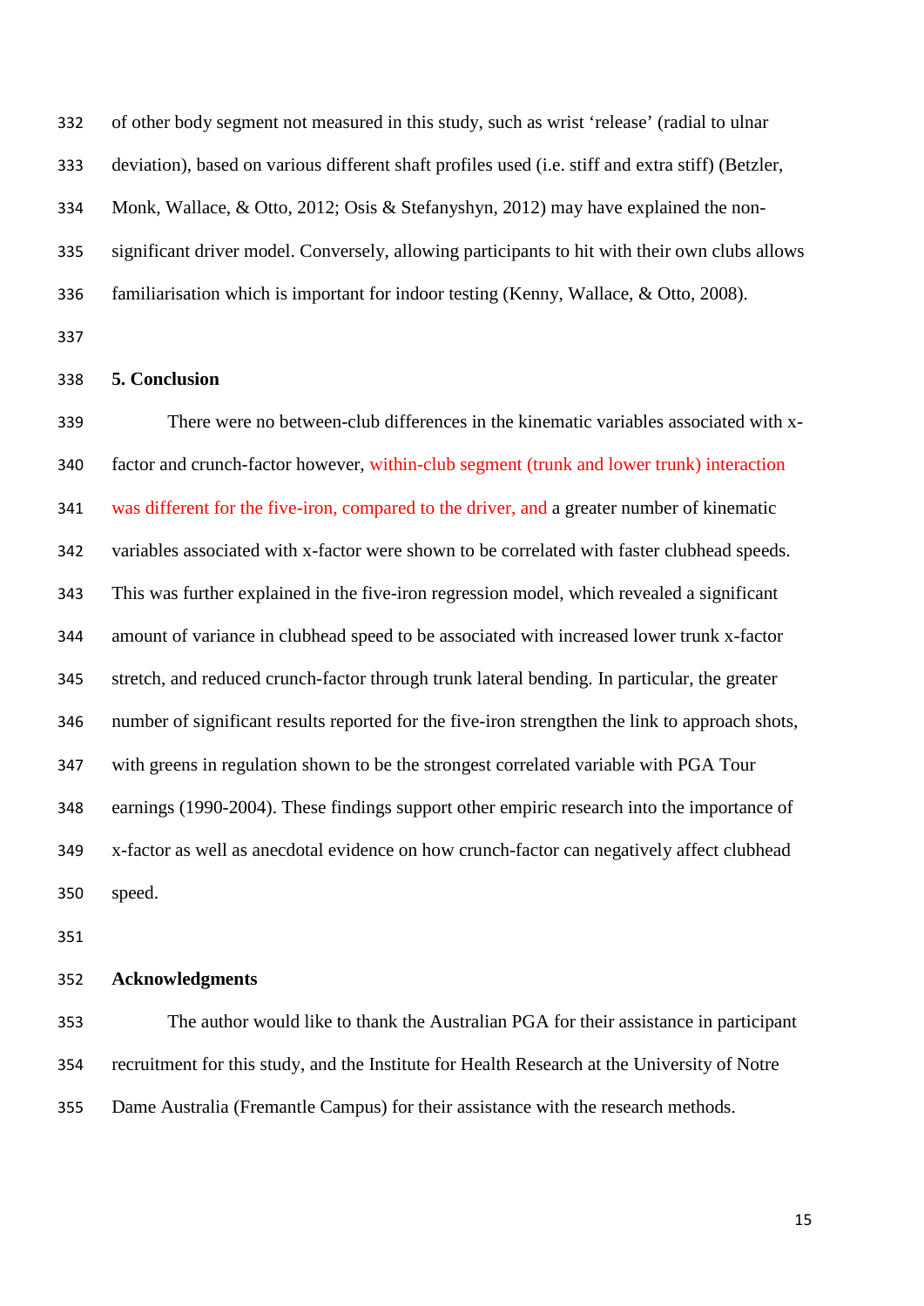of other body segment not measured in this study, such as wrist 'release' (radial to ulnar deviation), based on various different shaft profiles used (i.e. stiff and extra stiff) (Betzler, Monk, Wallace, & Otto, 2012; Osis & Stefanyshyn, 2012) may have explained the non-significant driver model. Conversely, allowing participants to hit with their own clubs allows familiarisation which is important for indoor testing (Kenny, Wallace, & Otto, 2008).

## 5. Conclusion

There were no between-club differences in the kinematic variables associated with x-factor and crunch-factor however, within-club segment (trunk and lower trunk) interaction was different for the five-iron, compared to the driver, and a greater number of kinematic variables associated with x-factor were shown to be correlated with faster clubhead speeds. This was further explained in the five-iron regression model, which revealed a significant amount of variance in clubhead speed to be associated with increased lower trunk x-factor stretch, and reduced crunch-factor through trunk lateral bending. In particular, the greater number of significant results reported for the five-iron strengthen the link to approach shots, with greens in regulation shown to be the strongest correlated variable with PGA Tour earnings (1990-2004). These findings support other empiric research into the importance of x-factor as well as anecdotal evidence on how crunch-factor can negatively affect clubhead speed.

## Acknowledgments

The author would like to thank the Australian PGA for their assistance in participant recruitment for this study, and the Institute for Health Research at the University of Notre Dame Australia (Fremantle Campus) for their assistance with the research methods.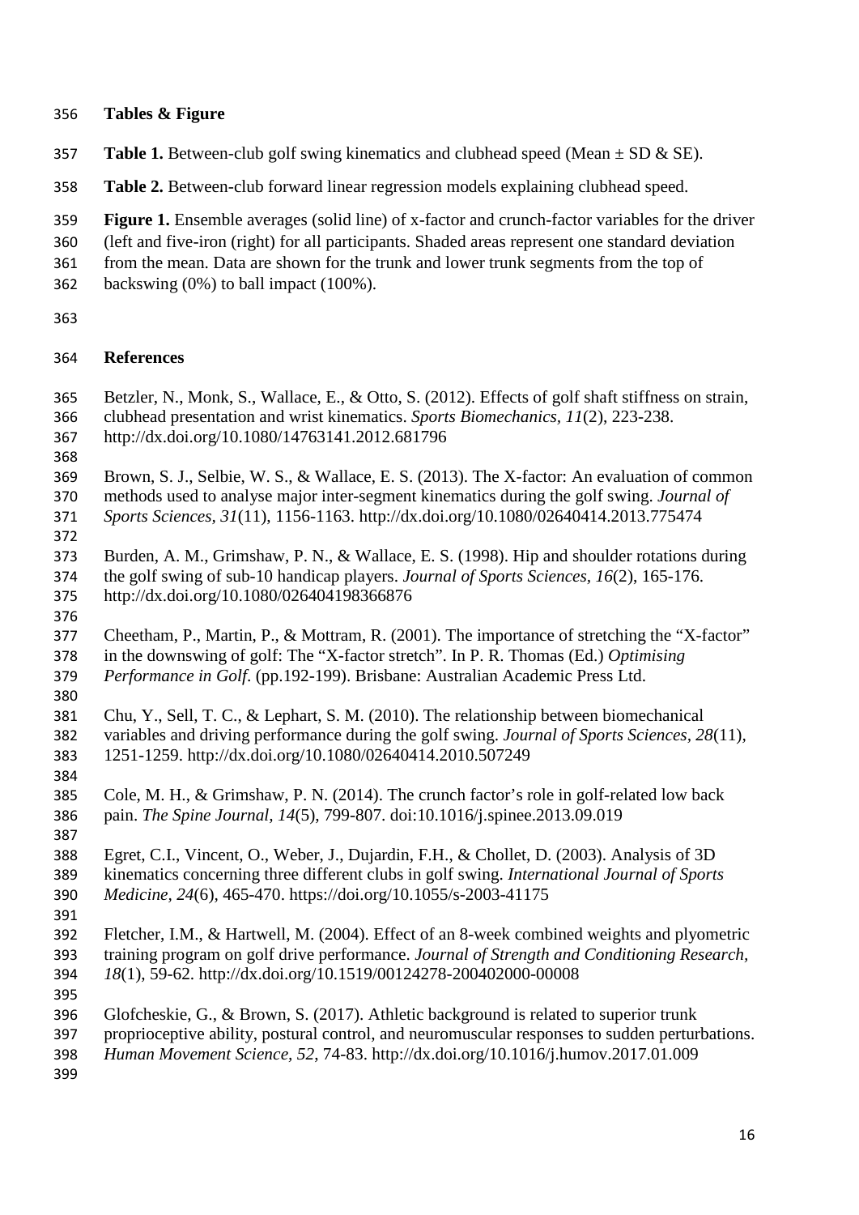## Tables & Figure

**Table 1.** Between-club golf swing kinematics and clubhead speed (Mean ± SD & SE).

**Table 2.** Between-club forward linear regression models explaining clubhead speed.

**Figure 1.** Ensemble averages (solid line) of x-factor and crunch-factor variables for the driver (left and five-iron (right) for all participants. Shaded areas represent one standard deviation from the mean. Data are shown for the trunk and lower trunk segments from the top of backswing (0%) to ball impact (100%).

## References

Betzler, N., Monk, S., Wallace, E., & Otto, S. (2012). Effects of golf shaft stiffness on strain, clubhead presentation and wrist kinematics. *Sports Biomechanics, 11*(2), 223-238. http://dx.doi.org/10.1080/14763141.2012.681796

Brown, S. J., Selbie, W. S., & Wallace, E. S. (2013). The X-factor: An evaluation of common methods used to analyse major inter-segment kinematics during the golf swing. *Journal of Sports Sciences, 31*(11), 1156-1163. http://dx.doi.org/10.1080/02640414.2013.775474

Burden, A. M., Grimshaw, P. N., & Wallace, E. S. (1998). Hip and shoulder rotations during the golf swing of sub-10 handicap players. *Journal of Sports Sciences, 16*(2), 165-176. http://dx.doi.org/10.1080/026404198366876

Cheetham, P., Martin, P., & Mottram, R. (2001). The importance of stretching the "X-factor" in the downswing of golf: The "X-factor stretch". In P. R. Thomas (Ed.) *Optimising Performance in Golf*. (pp.192-199). Brisbane: Australian Academic Press Ltd.

Chu, Y., Sell, T. C., & Lephart, S. M. (2010). The relationship between biomechanical variables and driving performance during the golf swing. *Journal of Sports Sciences, 28*(11), 1251-1259. http://dx.doi.org/10.1080/02640414.2010.507249

Cole, M. H., & Grimshaw, P. N. (2014). The crunch factor's role in golf-related low back pain. *The Spine Journal, 14*(5), 799-807. doi:10.1016/j.spinee.2013.09.019

Egret, C.I., Vincent, O., Weber, J., Dujardin, F.H., & Chollet, D. (2003). Analysis of 3D kinematics concerning three different clubs in golf swing. *International Journal of Sports Medicine, 24*(6), 465-470. https://doi.org/10.1055/s-2003-41175

Fletcher, I.M., & Hartwell, M. (2004). Effect of an 8-week combined weights and plyometric training program on golf drive performance. *Journal of Strength and Conditioning Research, 18*(1), 59-62. http://dx.doi.org/10.1519/00124278-200402000-00008

Glofcheskie, G., & Brown, S. (2017). Athletic background is related to superior trunk proprioceptive ability, postural control, and neuromuscular responses to sudden perturbations. *Human Movement Science, 52*, 74-83. http://dx.doi.org/10.1016/j.humov.2017.01.009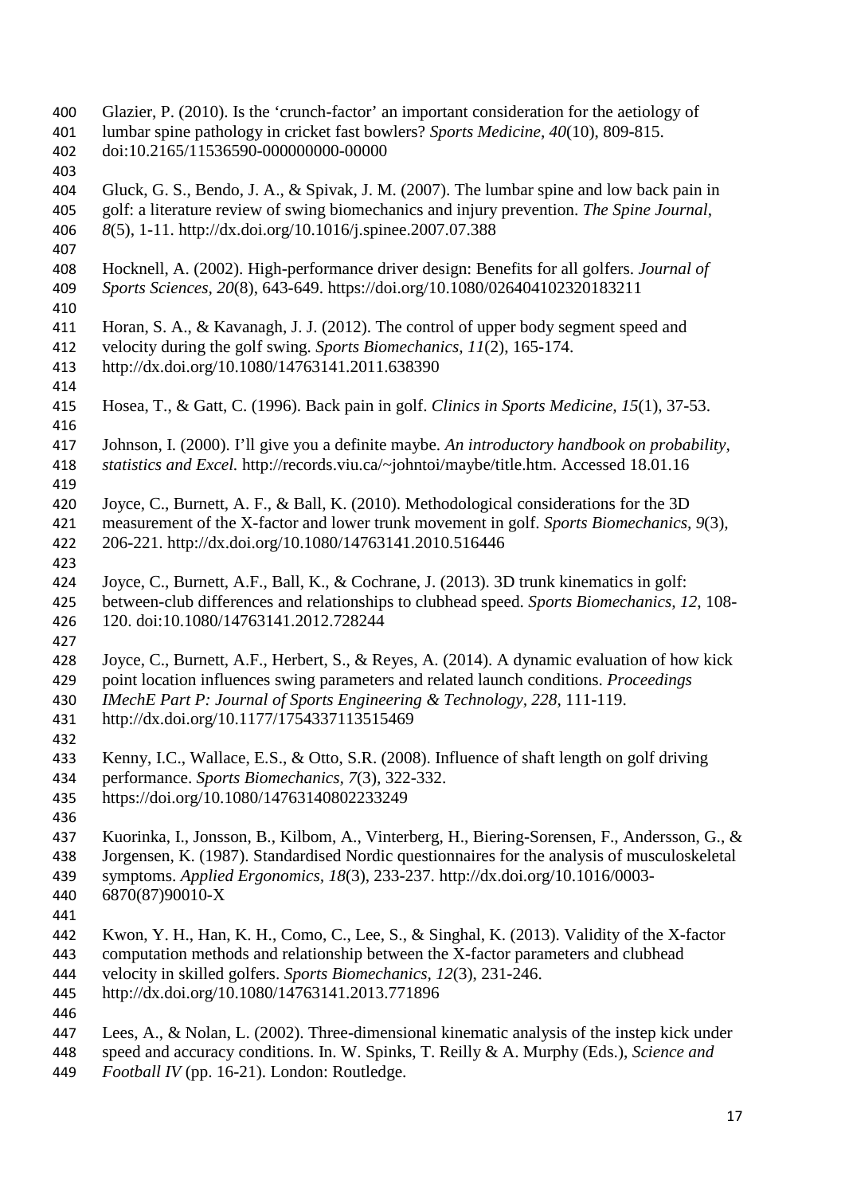Glazier, P. (2010). Is the 'crunch-factor' an important consideration for the aetiology of lumbar spine pathology in cricket fast bowlers? *Sports Medicine, 40*(10), 809-815. doi:10.2165/11536590-000000000-00000

Gluck, G. S., Bendo, J. A., & Spivak, J. M. (2007). The lumbar spine and low back pain in golf: a literature review of swing biomechanics and injury prevention. *The Spine Journal*, *8*(5), 1-11. http://dx.doi.org/10.1016/j.spinee.2007.07.388

Hocknell, A. (2002). High-performance driver design: Benefits for all golfers. *Journal of Sports Sciences*, *20*(8), 643-649. https://doi.org/10.1080/026404102320183211

Horan, S. A., & Kavanagh, J. J. (2012). The control of upper body segment speed and velocity during the golf swing. *Sports Biomechanics*, *11*(2), 165-174. http://dx.doi.org/10.1080/14763141.2011.638390

Hosea, T., & Gatt, C. (1996). Back pain in golf. *Clinics in Sports Medicine*, *15*(1), 37-53.

Johnson, I. (2000). I'll give you a definite maybe. *An introductory handbook on probability, statistics and Excel.* http://records.viu.ca/~johntoi/maybe/title.htm. Accessed 18.01.16

Joyce, C., Burnett, A. F., & Ball, K. (2010). Methodological considerations for the 3D measurement of the X-factor and lower trunk movement in golf. *Sports Biomechanics, 9*(3), 206-221. http://dx.doi.org/10.1080/14763141.2010.516446

Joyce, C., Burnett, A.F., Ball, K., & Cochrane, J. (2013). 3D trunk kinematics in golf: between-club differences and relationships to clubhead speed. *Sports Biomechanics*, *12*, 108-120. doi:10.1080/14763141.2012.728244

Joyce, C., Burnett, A.F., Herbert, S., & Reyes, A. (2014). A dynamic evaluation of how kick point location influences swing parameters and related launch conditions. *Proceedings IMechE Part P: Journal of Sports Engineering & Technology*, *228*, 111-119. http://dx.doi.org/10.1177/1754337113515469

Kenny, I.C., Wallace, E.S., & Otto, S.R. (2008). Influence of shaft length on golf driving performance. *Sports Biomechanics, 7*(3), 322-332. https://doi.org/10.1080/14763140802233249

Kuorinka, I., Jonsson, B., Kilbom, A., Vinterberg, H., Biering-Sorensen, F., Andersson, G., & Jorgensen, K. (1987). Standardised Nordic questionnaires for the analysis of musculoskeletal symptoms. *Applied Ergonomics*, *18*(3), 233-237. http://dx.doi.org/10.1016/0003-6870(87)90010-X

Kwon, Y. H., Han, K. H., Como, C., Lee, S., & Singhal, K. (2013). Validity of the X-factor computation methods and relationship between the X-factor parameters and clubhead velocity in skilled golfers. *Sports Biomechanics*, *12*(3), 231-246. http://dx.doi.org/10.1080/14763141.2013.771896

Lees, A., & Nolan, L. (2002). Three-dimensional kinematic analysis of the instep kick under speed and accuracy conditions. In. W. Spinks, T. Reilly & A. Murphy (Eds.), *Science and Football IV* (pp. 16-21). London: Routledge.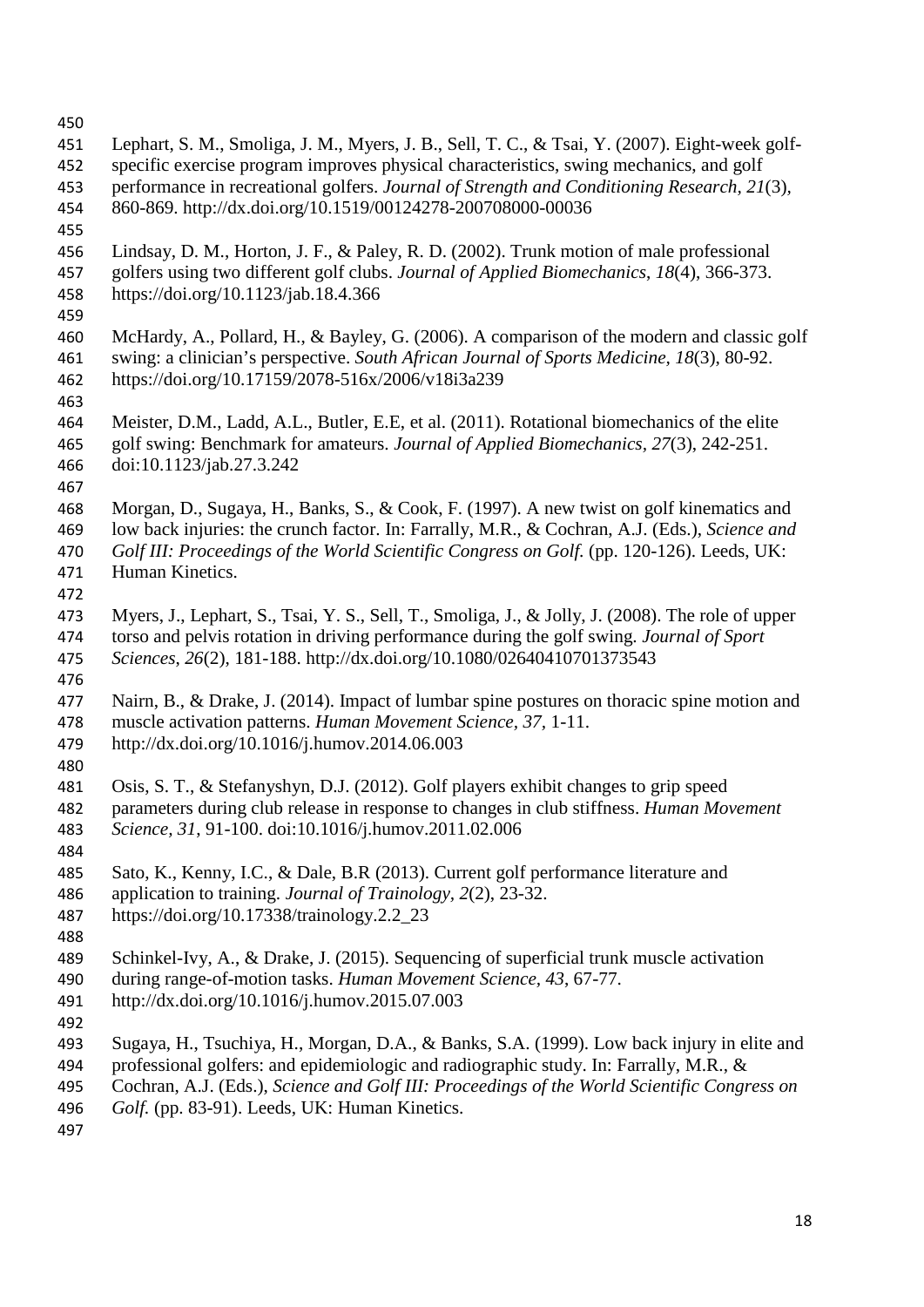Lephart, S. M., Smoliga, J. M., Myers, J. B., Sell, T. C., & Tsai, Y. (2007). Eight-week golf-specific exercise program improves physical characteristics, swing mechanics, and golf performance in recreational golfers. *Journal of Strength and Conditioning Research*, *21*(3), 860-869. http://dx.doi.org/10.1519/00124278-200708000-00036

Lindsay, D. M., Horton, J. F., & Paley, R. D. (2002). Trunk motion of male professional golfers using two different golf clubs. *Journal of Applied Biomechanics*, *18*(4), 366-373. https://doi.org/10.1123/jab.18.4.366

McHardy, A., Pollard, H., & Bayley, G. (2006). A comparison of the modern and classic golf swing: a clinician's perspective. *South African Journal of Sports Medicine*, *18*(3), 80-92. https://doi.org/10.17159/2078-516x/2006/v18i3a239

Meister, D.M., Ladd, A.L., Butler, E.E, et al. (2011). Rotational biomechanics of the elite golf swing: Benchmark for amateurs. *Journal of Applied Biomechanics, 27*(3), 242-251. doi:10.1123/jab.27.3.242

Morgan, D., Sugaya, H., Banks, S., & Cook, F. (1997). A new twist on golf kinematics and low back injuries: the crunch factor. In: Farrally, M.R., & Cochran, A.J. (Eds.), *Science and Golf III: Proceedings of the World Scientific Congress on Golf.* (pp. 120-126). Leeds, UK: Human Kinetics.

Myers, J., Lephart, S., Tsai, Y. S., Sell, T., Smoliga, J., & Jolly, J. (2008). The role of upper torso and pelvis rotation in driving performance during the golf swing. *Journal of Sport Sciences*, *26*(2), 181-188. http://dx.doi.org/10.1080/02640410701373543

Nairn, B., & Drake, J. (2014). Impact of lumbar spine postures on thoracic spine motion and muscle activation patterns. *Human Movement Science, 37*, 1-11. http://dx.doi.org/10.1016/j.humov.2014.06.003

Osis, S. T., & Stefanyshyn, D.J. (2012). Golf players exhibit changes to grip speed parameters during club release in response to changes in club stiffness. *Human Movement Science, 31*, 91-100. doi:10.1016/j.humov.2011.02.006

Sato, K., Kenny, I.C., & Dale, B.R (2013). Current golf performance literature and application to training. *Journal of Trainology, 2*(2), 23-32. https://doi.org/10.17338/trainology.2.2_23

Schinkel-Ivy, A., & Drake, J. (2015). Sequencing of superficial trunk muscle activation during range-of-motion tasks. *Human Movement Science*, *43*, 67-77. http://dx.doi.org/10.1016/j.humov.2015.07.003

Sugaya, H., Tsuchiya, H., Morgan, D.A., & Banks, S.A. (1999). Low back injury in elite and professional golfers: and epidemiologic and radiographic study. In: Farrally, M.R., & Cochran, A.J. (Eds.), *Science and Golf III: Proceedings of the World Scientific Congress on Golf.* (pp. 83-91). Leeds, UK: Human Kinetics.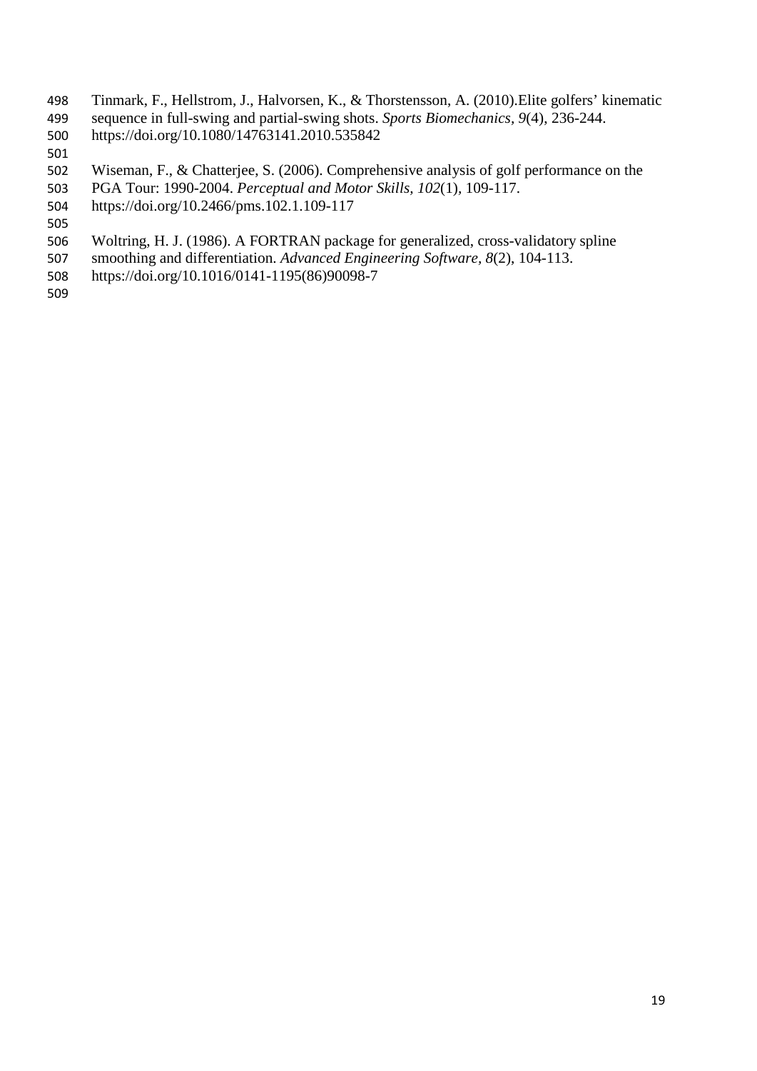Tinmark, F., Hellstrom, J., Halvorsen, K., & Thorstensson, A. (2010).Elite golfers' kinematic sequence in full-swing and partial-swing shots. *Sports Biomechanics, 9*(4), 236-244. https://doi.org/10.1080/14763141.2010.535842

Wiseman, F., & Chatterjee, S. (2006). Comprehensive analysis of golf performance on the PGA Tour: 1990-2004. *Perceptual and Motor Skills, 102*(1), 109-117. https://doi.org/10.2466/pms.102.1.109-117

Woltring, H. J. (1986). A FORTRAN package for generalized, cross-validatory spline smoothing and differentiation. *Advanced Engineering Software, 8*(2), 104-113. https://doi.org/10.1016/0141-1195(86)90098-7